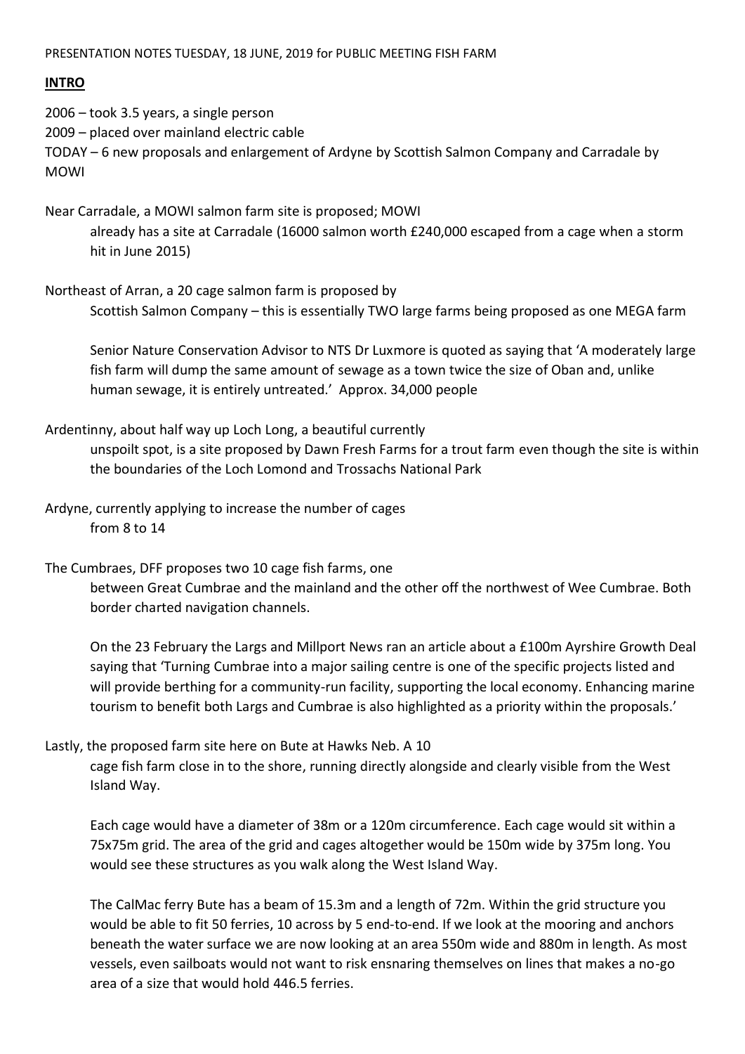PRESENTATION NOTES TUESDAY, 18 JUNE, 2019 for PUBLIC MEETING FISH FARM

**INTRO**

2006 – took 3.5 years, a single person
2009 – placed over mainland electric cable
TODAY – 6 new proposals and enlargement of Ardyne by Scottish Salmon Company and Carradale by MOWI

Near Carradale, a MOWI salmon farm site is proposed; MOWI already has a site at Carradale (16000 salmon worth £240,000 escaped from a cage when a storm hit in June 2015)

Northeast of Arran, a 20 cage salmon farm is proposed by Scottish Salmon Company – this is essentially TWO large farms being proposed as one MEGA farm

Senior Nature Conservation Advisor to NTS Dr Luxmore is quoted as saying that 'A moderately large fish farm will dump the same amount of sewage as a town twice the size of Oban and, unlike human sewage, it is entirely untreated.' Approx. 34,000 people

Ardentinny, about half way up Loch Long, a beautiful currently unspoilt spot, is a site proposed by Dawn Fresh Farms for a trout farm even though the site is within the boundaries of the Loch Lomond and Trossachs National Park

Ardyne, currently applying to increase the number of cages from 8 to 14

The Cumbraes, DFF proposes two 10 cage fish farms, one between Great Cumbrae and the mainland and the other off the northwest of Wee Cumbrae. Both border charted navigation channels.

On the 23 February the Largs and Millport News ran an article about a £100m Ayrshire Growth Deal saying that 'Turning Cumbrae into a major sailing centre is one of the specific projects listed and will provide berthing for a community-run facility, supporting the local economy. Enhancing marine tourism to benefit both Largs and Cumbrae is also highlighted as a priority within the proposals.'

Lastly, the proposed farm site here on Bute at Hawks Neb. A 10 cage fish farm close in to the shore, running directly alongside and clearly visible from the West Island Way.

Each cage would have a diameter of 38m or a 120m circumference. Each cage would sit within a 75x75m grid. The area of the grid and cages altogether would be 150m wide by 375m long. You would see these structures as you walk along the West Island Way.

The CalMac ferry Bute has a beam of 15.3m and a length of 72m. Within the grid structure you would be able to fit 50 ferries, 10 across by 5 end-to-end. If we look at the mooring and anchors beneath the water surface we are now looking at an area 550m wide and 880m in length. As most vessels, even sailboats would not want to risk ensnaring themselves on lines that makes a no-go area of a size that would hold 446.5 ferries.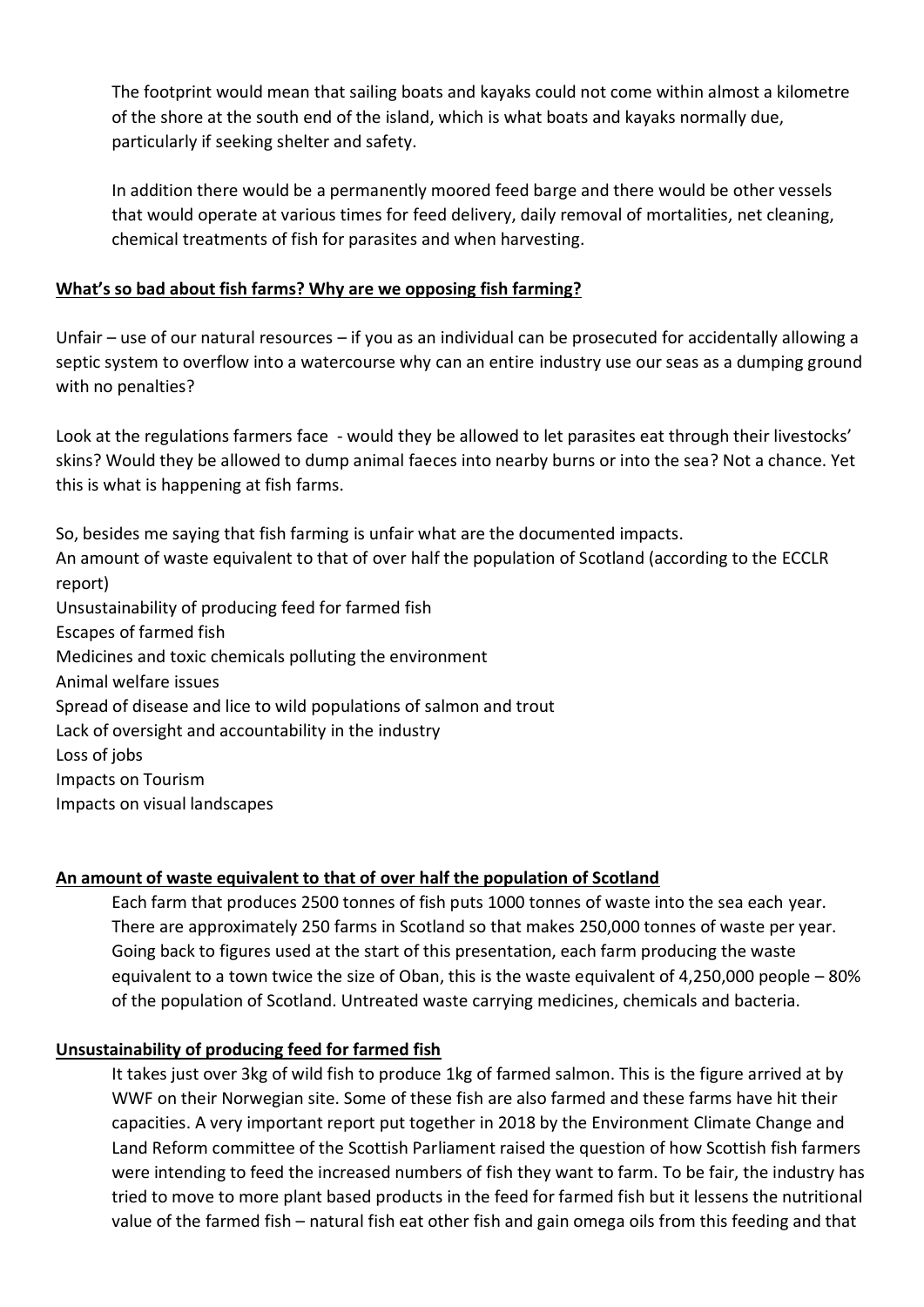The footprint would mean that sailing boats and kayaks could not come within almost a kilometre of the shore at the south end of the island, which is what boats and kayaks normally due, particularly if seeking shelter and safety.

In addition there would be a permanently moored feed barge and there would be other vessels that would operate at various times for feed delivery, daily removal of mortalities, net cleaning, chemical treatments of fish for parasites and when harvesting.

**What's so bad about fish farms? Why are we opposing fish farming?**

Unfair – use of our natural resources – if you as an individual can be prosecuted for accidentally allowing a septic system to overflow into a watercourse why can an entire industry use our seas as a dumping ground with no penalties?

Look at the regulations farmers face - would they be allowed to let parasites eat through their livestocks' skins? Would they be allowed to dump animal faeces into nearby burns or into the sea? Not a chance. Yet this is what is happening at fish farms.

So, besides me saying that fish farming is unfair what are the documented impacts.
An amount of waste equivalent to that of over half the population of Scotland (according to the ECCLR report)
Unsustainability of producing feed for farmed fish
Escapes of farmed fish
Medicines and toxic chemicals polluting the environment
Animal welfare issues
Spread of disease and lice to wild populations of salmon and trout
Lack of oversight and accountability in the industry
Loss of jobs
Impacts on Tourism
Impacts on visual landscapes

**An amount of waste equivalent to that of over half the population of Scotland**

Each farm that produces 2500 tonnes of fish puts 1000 tonnes of waste into the sea each year. There are approximately 250 farms in Scotland so that makes 250,000 tonnes of waste per year. Going back to figures used at the start of this presentation, each farm producing the waste equivalent to a town twice the size of Oban, this is the waste equivalent of 4,250,000 people – 80% of the population of Scotland. Untreated waste carrying medicines, chemicals and bacteria.

**Unsustainability of producing feed for farmed fish**

It takes just over 3kg of wild fish to produce 1kg of farmed salmon. This is the figure arrived at by WWF on their Norwegian site. Some of these fish are also farmed and these farms have hit their capacities. A very important report put together in 2018 by the Environment Climate Change and Land Reform committee of the Scottish Parliament raised the question of how Scottish fish farmers were intending to feed the increased numbers of fish they want to farm. To be fair, the industry has tried to move to more plant based products in the feed for farmed fish but it lessens the nutritional value of the farmed fish – natural fish eat other fish and gain omega oils from this feeding and that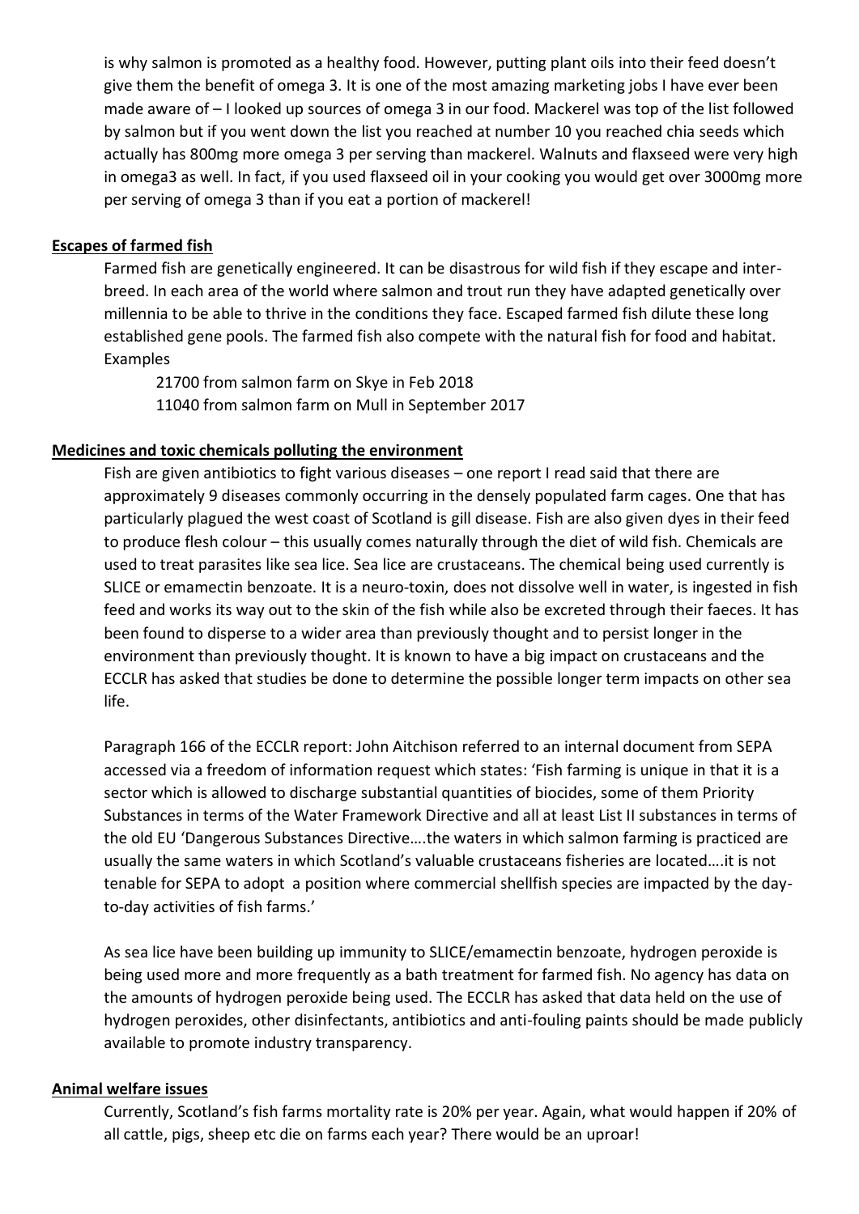is why salmon is promoted as a healthy food. However, putting plant oils into their feed doesn't give them the benefit of omega 3. It is one of the most amazing marketing jobs I have ever been made aware of – I looked up sources of omega 3 in our food. Mackerel was top of the list followed by salmon but if you went down the list you reached at number 10 you reached chia seeds which actually has 800mg more omega 3 per serving than mackerel. Walnuts and flaxseed were very high in omega3 as well. In fact, if you used flaxseed oil in your cooking you would get over 3000mg more per serving of omega 3 than if you eat a portion of mackerel!

**Escapes of farmed fish**

Farmed fish are genetically engineered. It can be disastrous for wild fish if they escape and inter-breed. In each area of the world where salmon and trout run they have adapted genetically over millennia to be able to thrive in the conditions they face. Escaped farmed fish dilute these long established gene pools. The farmed fish also compete with the natural fish for food and habitat. Examples

21700 from salmon farm on Skye in Feb 2018
11040 from salmon farm on Mull in September 2017

**Medicines and toxic chemicals polluting the environment**

Fish are given antibiotics to fight various diseases – one report I read said that there are approximately 9 diseases commonly occurring in the densely populated farm cages. One that has particularly plagued the west coast of Scotland is gill disease. Fish are also given dyes in their feed to produce flesh colour – this usually comes naturally through the diet of wild fish. Chemicals are used to treat parasites like sea lice. Sea lice are crustaceans. The chemical being used currently is SLICE or emamectin benzoate. It is a neuro-toxin, does not dissolve well in water, is ingested in fish feed and works its way out to the skin of the fish while also be excreted through their faeces. It has been found to disperse to a wider area than previously thought and to persist longer in the environment than previously thought. It is known to have a big impact on crustaceans and the ECCLR has asked that studies be done to determine the possible longer term impacts on other sea life.

Paragraph 166 of the ECCLR report: John Aitchison referred to an internal document from SEPA accessed via a freedom of information request which states: 'Fish farming is unique in that it is a sector which is allowed to discharge substantial quantities of biocides, some of them Priority Substances in terms of the Water Framework Directive and all at least List II substances in terms of the old EU 'Dangerous Substances Directive….the waters in which salmon farming is practiced are usually the same waters in which Scotland's valuable crustaceans fisheries are located….it is not tenable for SEPA to adopt a position where commercial shellfish species are impacted by the day-to-day activities of fish farms.'

As sea lice have been building up immunity to SLICE/emamectin benzoate, hydrogen peroxide is being used more and more frequently as a bath treatment for farmed fish. No agency has data on the amounts of hydrogen peroxide being used. The ECCLR has asked that data held on the use of hydrogen peroxides, other disinfectants, antibiotics and anti-fouling paints should be made publicly available to promote industry transparency.

**Animal welfare issues**

Currently, Scotland's fish farms mortality rate is 20% per year. Again, what would happen if 20% of all cattle, pigs, sheep etc die on farms each year? There would be an uproar!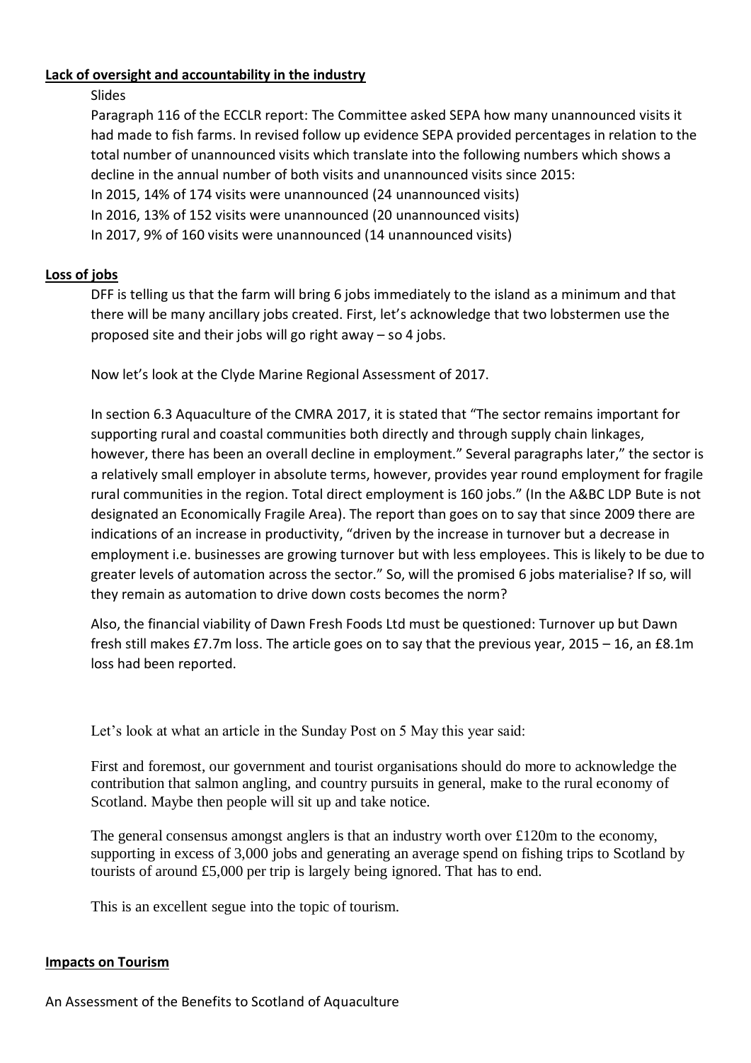**Lack of oversight and accountability in the industry**

Slides

Paragraph 116 of the ECCLR report: The Committee asked SEPA how many unannounced visits it had made to fish farms. In revised follow up evidence SEPA provided percentages in relation to the total number of unannounced visits which translate into the following numbers which shows a decline in the annual number of both visits and unannounced visits since 2015:

In 2015, 14% of 174 visits were unannounced (24 unannounced visits)

In 2016, 13% of 152 visits were unannounced (20 unannounced visits)

In 2017, 9% of 160 visits were unannounced (14 unannounced visits)

**Loss of jobs**

DFF is telling us that the farm will bring 6 jobs immediately to the island as a minimum and that there will be many ancillary jobs created. First, let's acknowledge that two lobstermen use the proposed site and their jobs will go right away – so 4 jobs.

Now let's look at the Clyde Marine Regional Assessment of 2017.

In section 6.3 Aquaculture of the CMRA 2017, it is stated that "The sector remains important for supporting rural and coastal communities both directly and through supply chain linkages, however, there has been an overall decline in employment." Several paragraphs later," the sector is a relatively small employer in absolute terms, however, provides year round employment for fragile rural communities in the region. Total direct employment is 160 jobs." (In the A&BC LDP Bute is not designated an Economically Fragile Area). The report than goes on to say that since 2009 there are indications of an increase in productivity, "driven by the increase in turnover but a decrease in employment i.e. businesses are growing turnover but with less employees. This is likely to be due to greater levels of automation across the sector." So, will the promised 6 jobs materialise? If so, will they remain as automation to drive down costs becomes the norm?

Also, the financial viability of Dawn Fresh Foods Ltd must be questioned: Turnover up but Dawn fresh still makes £7.7m loss. The article goes on to say that the previous year, 2015 – 16, an £8.1m loss had been reported.

Let's look at what an article in the Sunday Post on 5 May this year said:

First and foremost, our government and tourist organisations should do more to acknowledge the contribution that salmon angling, and country pursuits in general, make to the rural economy of Scotland. Maybe then people will sit up and take notice.

The general consensus amongst anglers is that an industry worth over £120m to the economy, supporting in excess of 3,000 jobs and generating an average spend on fishing trips to Scotland by tourists of around £5,000 per trip is largely being ignored. That has to end.

This is an excellent segue into the topic of tourism.

**Impacts on Tourism**

An Assessment of the Benefits to Scotland of Aquaculture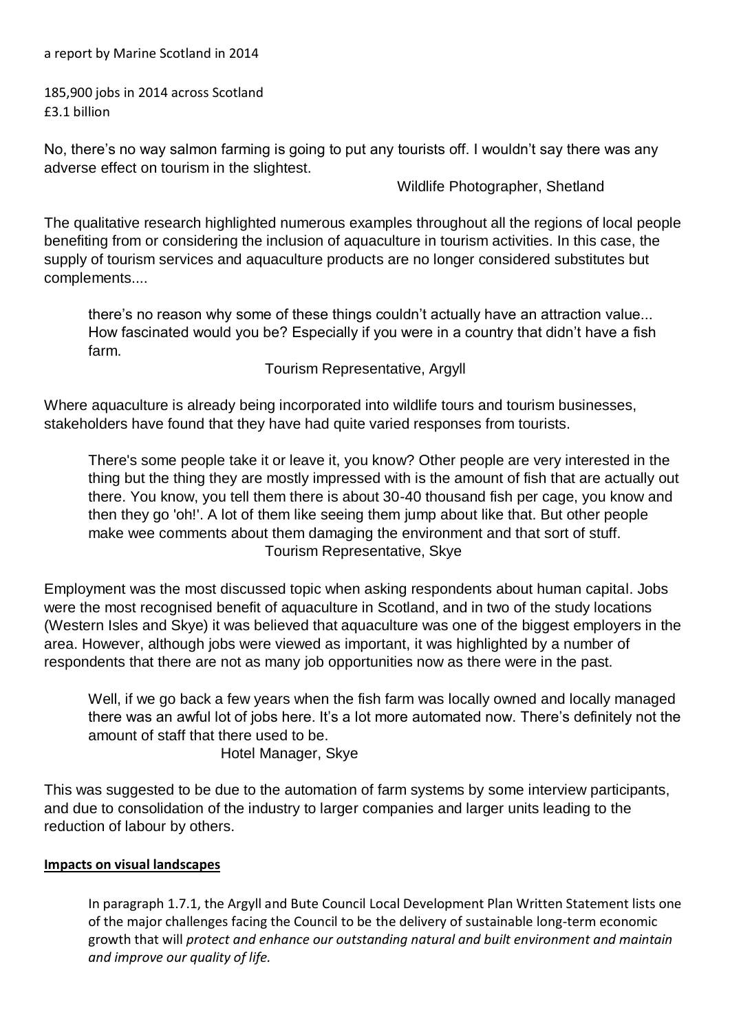a report by Marine Scotland in 2014

185,900 jobs in 2014 across Scotland
£3.1 billion

No, there's no way salmon farming is going to put any tourists off. I wouldn't say there was any adverse effect on tourism in the slightest.

Wildlife Photographer, Shetland

The qualitative research highlighted numerous examples throughout all the regions of local people benefiting from or considering the inclusion of aquaculture in tourism activities. In this case, the supply of tourism services and aquaculture products are no longer considered substitutes but complements....

> there's no reason why some of these things couldn't actually have an attraction value... How fascinated would you be? Especially if you were in a country that didn't have a fish farm.
>
> Tourism Representative, Argyll

Where aquaculture is already being incorporated into wildlife tours and tourism businesses, stakeholders have found that they have had quite varied responses from tourists.

> There's some people take it or leave it, you know? Other people are very interested in the thing but the thing they are mostly impressed with is the amount of fish that are actually out there. You know, you tell them there is about 30-40 thousand fish per cage, you know and then they go 'oh!'. A lot of them like seeing them jump about like that. But other people make wee comments about them damaging the environment and that sort of stuff.
>
> Tourism Representative, Skye

Employment was the most discussed topic when asking respondents about human capital. Jobs were the most recognised benefit of aquaculture in Scotland, and in two of the study locations (Western Isles and Skye) it was believed that aquaculture was one of the biggest employers in the area. However, although jobs were viewed as important, it was highlighted by a number of respondents that there are not as many job opportunities now as there were in the past.

> Well, if we go back a few years when the fish farm was locally owned and locally managed there was an awful lot of jobs here. It's a lot more automated now. There's definitely not the amount of staff that there used to be.
>
> Hotel Manager, Skye

This was suggested to be due to the automation of farm systems by some interview participants, and due to consolidation of the industry to larger companies and larger units leading to the reduction of labour by others.

**Impacts on visual landscapes**

> In paragraph 1.7.1, the Argyll and Bute Council Local Development Plan Written Statement lists one of the major challenges facing the Council to be the delivery of sustainable long-term economic growth that will *protect and enhance our outstanding natural and built environment and maintain and improve our quality of life.*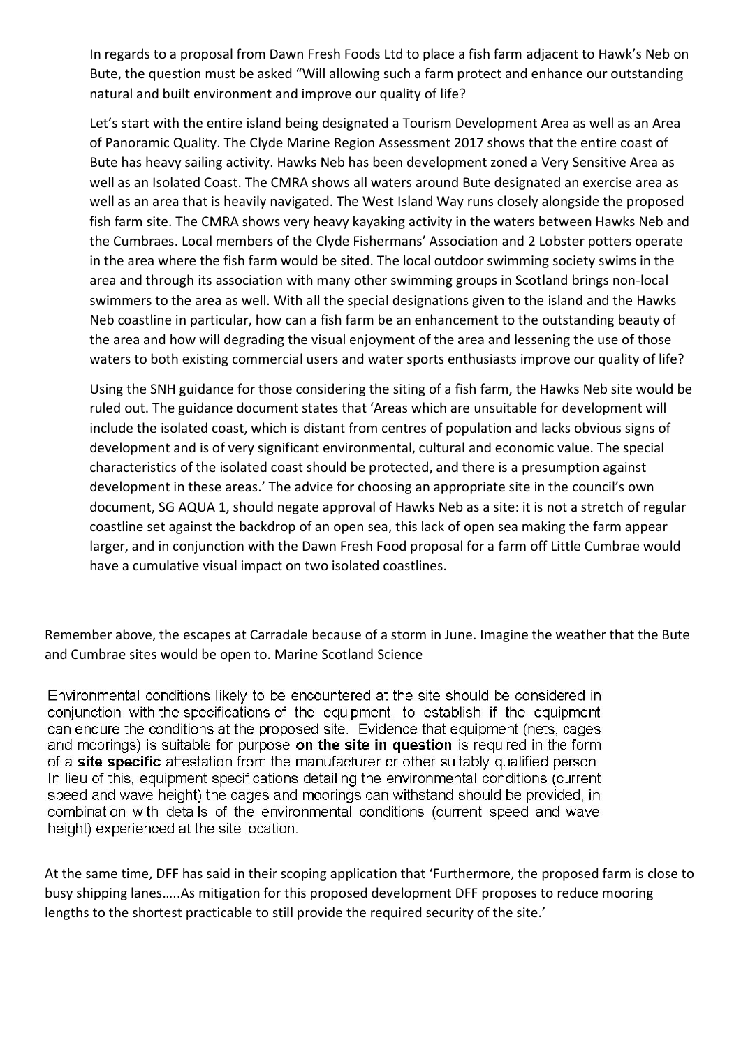In regards to a proposal from Dawn Fresh Foods Ltd to place a fish farm adjacent to Hawk's Neb on Bute, the question must be asked "Will allowing such a farm protect and enhance our outstanding natural and built environment and improve our quality of life?

Let's start with the entire island being designated a Tourism Development Area as well as an Area of Panoramic Quality. The Clyde Marine Region Assessment 2017 shows that the entire coast of Bute has heavy sailing activity. Hawks Neb has been development zoned a Very Sensitive Area as well as an Isolated Coast. The CMRA shows all waters around Bute designated an exercise area as well as an area that is heavily navigated. The West Island Way runs closely alongside the proposed fish farm site. The CMRA shows very heavy kayaking activity in the waters between Hawks Neb and the Cumbraes. Local members of the Clyde Fishermans' Association and 2 Lobster potters operate in the area where the fish farm would be sited. The local outdoor swimming society swims in the area and through its association with many other swimming groups in Scotland brings non-local swimmers to the area as well. With all the special designations given to the island and the Hawks Neb coastline in particular, how can a fish farm be an enhancement to the outstanding beauty of the area and how will degrading the visual enjoyment of the area and lessening the use of those waters to both existing commercial users and water sports enthusiasts improve our quality of life?

Using the SNH guidance for those considering the siting of a fish farm, the Hawks Neb site would be ruled out. The guidance document states that 'Areas which are unsuitable for development will include the isolated coast, which is distant from centres of population and lacks obvious signs of development and is of very significant environmental, cultural and economic value. The special characteristics of the isolated coast should be protected, and there is a presumption against development in these areas.' The advice for choosing an appropriate site in the council's own document, SG AQUA 1, should negate approval of Hawks Neb as a site: it is not a stretch of regular coastline set against the backdrop of an open sea, this lack of open sea making the farm appear larger, and in conjunction with the Dawn Fresh Food proposal for a farm off Little Cumbrae would have a cumulative visual impact on two isolated coastlines.

Remember above, the escapes at Carradale because of a storm in June. Imagine the weather that the Bute and Cumbrae sites would be open to. Marine Scotland Science

Environmental conditions likely to be encountered at the site should be considered in conjunction with the specifications of the equipment, to establish if the equipment can endure the conditions at the proposed site. Evidence that equipment (nets, cages and moorings) is suitable for purpose **on the site in question** is required in the form of a **site specific** attestation from the manufacturer or other suitably qualified person. In lieu of this, equipment specifications detailing the environmental conditions (current speed and wave height) the cages and moorings can withstand should be provided, in combination with details of the environmental conditions (current speed and wave height) experienced at the site location.

At the same time, DFF has said in their scoping application that 'Furthermore, the proposed farm is close to busy shipping lanes…..As mitigation for this proposed development DFF proposes to reduce mooring lengths to the shortest practicable to still provide the required security of the site.'